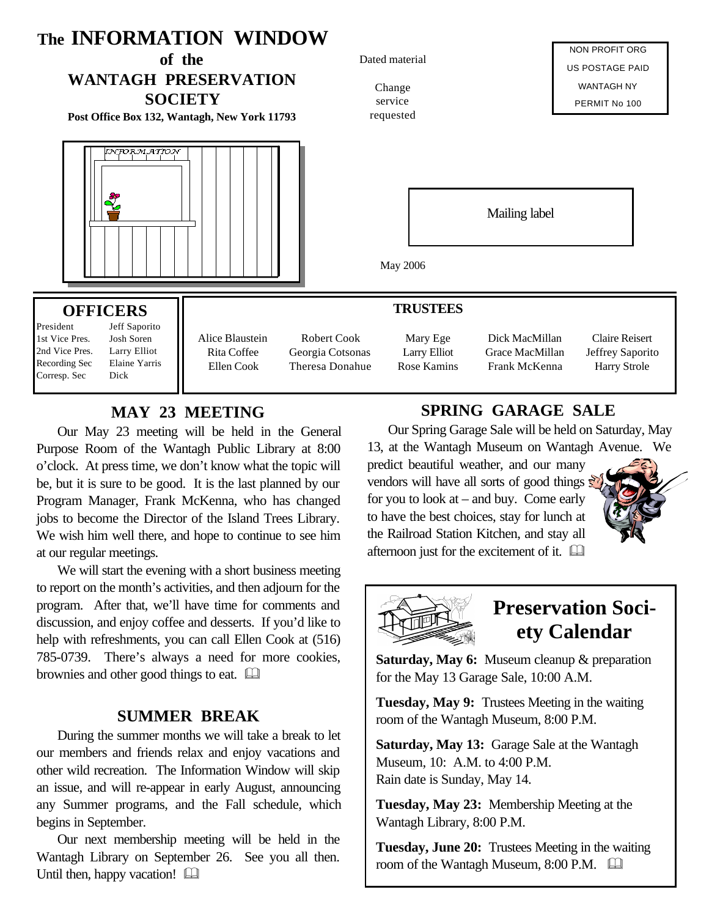# The INFORMATION WINDOW of the WANTAGH PRESERVATION SOCIETY

**Post Office Box 132, Wantagh, New York 11793**

Dated material

Change service requested

NON PROFIT ORG
US POSTAGE PAID
WANTAGH NY
PERMIT No 100

Mailing label

May 2006

## OFFICERS

| | |
|---|---|
| President | Jeff Saporito |
| 1st Vice Pres. | Josh Soren |
| 2nd Vice Pres. | Larry Elliot |
| Recording Sec | Elaine Yarris |
| Corresp. Sec | Dick |

## TRUSTEES

| | | | | |
|---|---|---|---|---|
| Alice Blaustein | Robert Cook | Mary Ege | Dick MacMillan | Claire Reisert |
| Rita Coffee | Georgia Cotsonas | Larry Elliot | Grace MacMillan | Jeffrey Saporito |
| Ellen Cook | Theresa Donahue | Rose Kamins | Frank McKenna | Harry Strole |

## MAY 23 MEETING

Our May 23 meeting will be held in the General Purpose Room of the Wantagh Public Library at 8:00 o'clock. At press time, we don't know what the topic will be, but it is sure to be good. It is the last planned by our Program Manager, Frank McKenna, who has changed jobs to become the Director of the Island Trees Library. We wish him well there, and hope to continue to see him at our regular meetings.

We will start the evening with a short business meeting to report on the month's activities, and then adjourn for the program. After that, we'll have time for comments and discussion, and enjoy coffee and desserts. If you'd like to help with refreshments, you can call Ellen Cook at (516) 785-0739. There's always a need for more cookies, brownies and other good things to eat.

## SUMMER BREAK

During the summer months we will take a break to let our members and friends relax and enjoy vacations and other wild recreation. The Information Window will skip an issue, and will re-appear in early August, announcing any Summer programs, and the Fall schedule, which begins in September.

Our next membership meeting will be held in the Wantagh Library on September 26. See you all then. Until then, happy vacation!

## SPRING GARAGE SALE

Our Spring Garage Sale will be held on Saturday, May 13, at the Wantagh Museum on Wantagh Avenue. We predict beautiful weather, and our many vendors will have all sorts of good things for you to look at – and buy. Come early to have the best choices, stay for lunch at the Railroad Station Kitchen, and stay all afternoon just for the excitement of it.

## Preservation Society Calendar

**Saturday, May 6:** Museum cleanup & preparation for the May 13 Garage Sale, 10:00 A.M.

**Tuesday, May 9:** Trustees Meeting in the waiting room of the Wantagh Museum, 8:00 P.M.

**Saturday, May 13:** Garage Sale at the Wantagh Museum, 10: A.M. to 4:00 P.M.
Rain date is Sunday, May 14.

**Tuesday, May 23:** Membership Meeting at the Wantagh Library, 8:00 P.M.

**Tuesday, June 20:** Trustees Meeting in the waiting room of the Wantagh Museum, 8:00 P.M.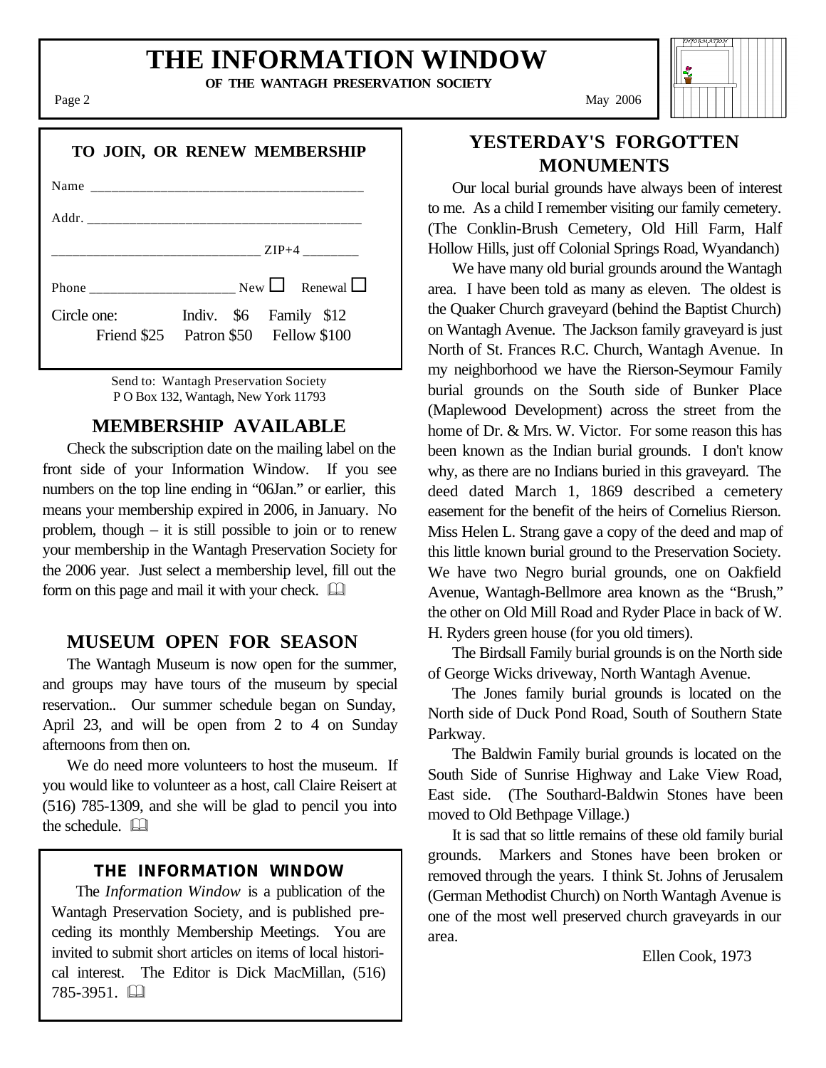# THE INFORMATION WINDOW

**OF THE WANTAGH PRESERVATION SOCIETY**

May 2006

## TO JOIN, OR RENEW MEMBERSHIP

Name ________________________________________

Addr. ________________________________________

______________________________ ZIP+4 ________

Phone ____________________ New ☐ Renewal ☐

Circle one: Indiv. $6 Family $12
Friend $25 Patron $50 Fellow $100

Send to: Wantagh Preservation Society
P O Box 132, Wantagh, New York 11793

## MEMBERSHIP AVAILABLE

Check the subscription date on the mailing label on the front side of your Information Window. If you see numbers on the top line ending in "06Jan." or earlier, this means your membership expired in 2006, in January. No problem, though – it is still possible to join or to renew your membership in the Wantagh Preservation Society for the 2006 year. Just select a membership level, fill out the form on this page and mail it with your check. 🕮

## MUSEUM OPEN FOR SEASON

The Wantagh Museum is now open for the summer, and groups may have tours of the museum by special reservation.. Our summer schedule began on Sunday, April 23, and will be open from 2 to 4 on Sunday afternoons from then on.

We do need more volunteers to host the museum. If you would like to volunteer as a host, call Claire Reisert at (516) 785-1309, and she will be glad to pencil you into the schedule. 🕮

### THE INFORMATION WINDOW

The *Information Window* is a publication of the Wantagh Preservation Society, and is published preceding its monthly Membership Meetings. You are invited to submit short articles on items of local historical interest. The Editor is Dick MacMillan, (516) 785-3951. 🕮

## YESTERDAY'S FORGOTTEN MONUMENTS

Our local burial grounds have always been of interest to me. As a child I remember visiting our family cemetery. (The Conklin-Brush Cemetery, Old Hill Farm, Half Hollow Hills, just off Colonial Springs Road, Wyandanch)

We have many old burial grounds around the Wantagh area. I have been told as many as eleven. The oldest is the Quaker Church graveyard (behind the Baptist Church) on Wantagh Avenue. The Jackson family graveyard is just North of St. Frances R.C. Church, Wantagh Avenue. In my neighborhood we have the Rierson-Seymour Family burial grounds on the South side of Bunker Place (Maplewood Development) across the street from the home of Dr. & Mrs. W. Victor. For some reason this has been known as the Indian burial grounds. I don't know why, as there are no Indians buried in this graveyard. The deed dated March 1, 1869 described a cemetery easement for the benefit of the heirs of Cornelius Rierson. Miss Helen L. Strang gave a copy of the deed and map of this little known burial ground to the Preservation Society. We have two Negro burial grounds, one on Oakfield Avenue, Wantagh-Bellmore area known as the "Brush," the other on Old Mill Road and Ryder Place in back of W. H. Ryders green house (for you old timers).

The Birdsall Family burial grounds is on the North side of George Wicks driveway, North Wantagh Avenue.

The Jones family burial grounds is located on the North side of Duck Pond Road, South of Southern State Parkway.

The Baldwin Family burial grounds is located on the South Side of Sunrise Highway and Lake View Road, East side. (The Southard-Baldwin Stones have been moved to Old Bethpage Village.)

It is sad that so little remains of these old family burial grounds. Markers and Stones have been broken or removed through the years. I think St. Johns of Jerusalem (German Methodist Church) on North Wantagh Avenue is one of the most well preserved church graveyards in our area.

Ellen Cook, 1973